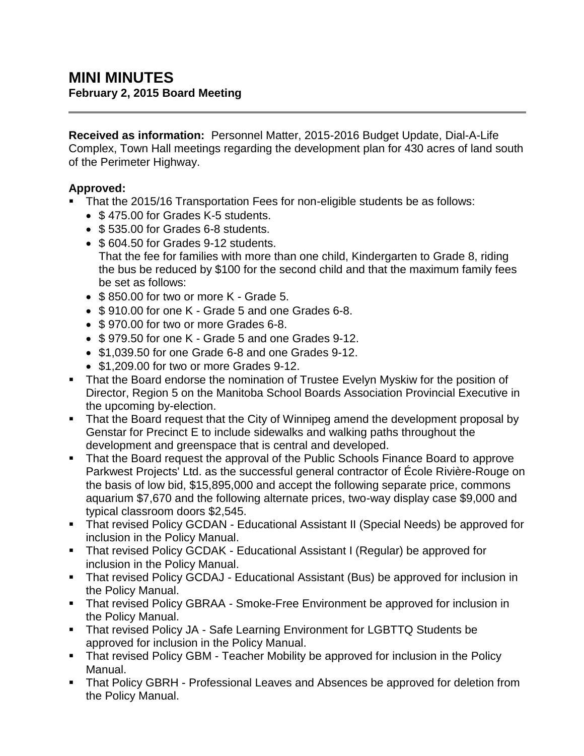# MINI MINUTES

**February 2, 2015 Board Meeting**

---

**Received as information:** Personnel Matter, 2015-2016 Budget Update, Dial-A-Life Complex, Town Hall meetings regarding the development plan for 430 acres of land south of the Perimeter Highway.

**Approved:**

- That the 2015/16 Transportation Fees for non-eligible students be as follows:
  - $ 475.00 for Grades K-5 students.
  - $ 535.00 for Grades 6-8 students.
  - $ 604.50 for Grades 9-12 students.

    That the fee for families with more than one child, Kindergarten to Grade 8, riding the bus be reduced by $100 for the second child and that the maximum family fees be set as follows:
  - $ 850.00 for two or more K - Grade 5.
  - $ 910.00 for one K - Grade 5 and one Grades 6-8.
  - $ 970.00 for two or more Grades 6-8.
  - $ 979.50 for one K - Grade 5 and one Grades 9-12.
  - $1,039.50 for one Grade 6-8 and one Grades 9-12.
  - $1,209.00 for two or more Grades 9-12.
- That the Board endorse the nomination of Trustee Evelyn Myskiw for the position of Director, Region 5 on the Manitoba School Boards Association Provincial Executive in the upcoming by-election.
- That the Board request that the City of Winnipeg amend the development proposal by Genstar for Precinct E to include sidewalks and walking paths throughout the development and greenspace that is central and developed.
- That the Board request the approval of the Public Schools Finance Board to approve Parkwest Projects' Ltd. as the successful general contractor of École Rivière-Rouge on the basis of low bid, $15,895,000 and accept the following separate price, commons aquarium $7,670 and the following alternate prices, two-way display case $9,000 and typical classroom doors $2,545.
- That revised Policy GCDAN - Educational Assistant II (Special Needs) be approved for inclusion in the Policy Manual.
- That revised Policy GCDAK - Educational Assistant I (Regular) be approved for inclusion in the Policy Manual.
- That revised Policy GCDAJ - Educational Assistant (Bus) be approved for inclusion in the Policy Manual.
- That revised Policy GBRAA - Smoke-Free Environment be approved for inclusion in the Policy Manual.
- That revised Policy JA - Safe Learning Environment for LGBTTQ Students be approved for inclusion in the Policy Manual.
- That revised Policy GBM - Teacher Mobility be approved for inclusion in the Policy Manual.
- That Policy GBRH - Professional Leaves and Absences be approved for deletion from the Policy Manual.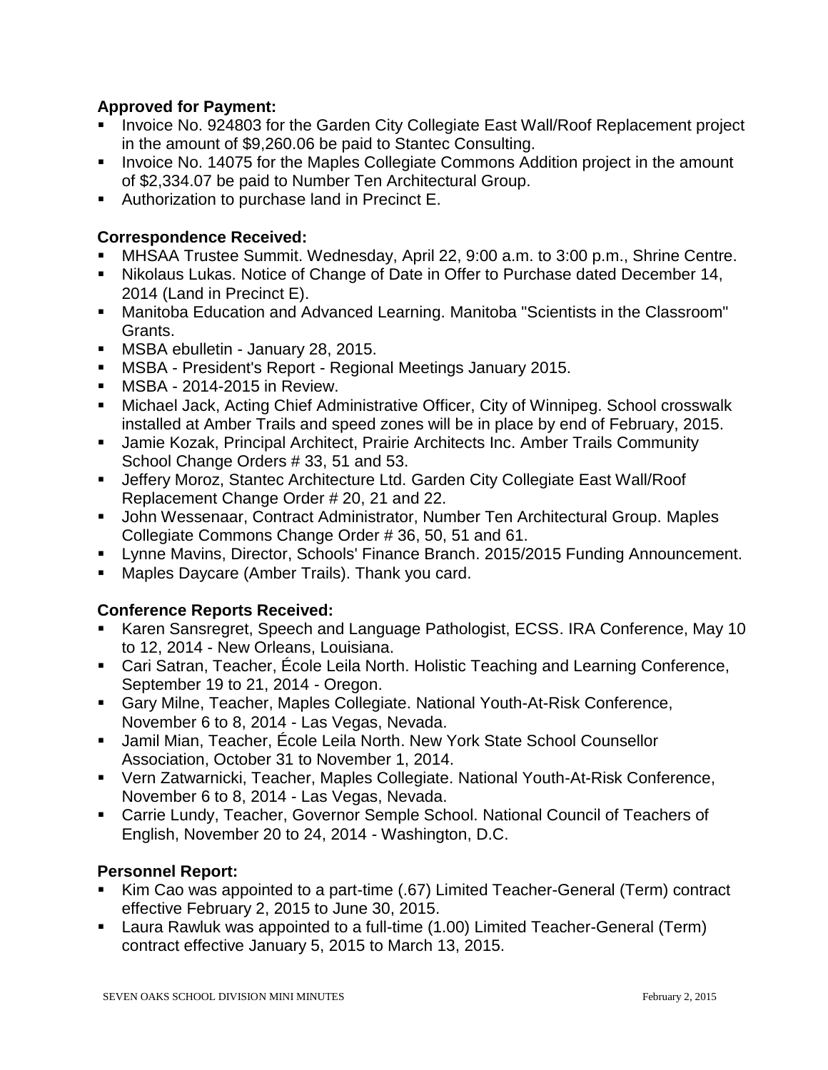**Approved for Payment:**

- Invoice No. 924803 for the Garden City Collegiate East Wall/Roof Replacement project in the amount of $9,260.06 be paid to Stantec Consulting.
- Invoice No. 14075 for the Maples Collegiate Commons Addition project in the amount of $2,334.07 be paid to Number Ten Architectural Group.
- Authorization to purchase land in Precinct E.

**Correspondence Received:**

- MHSAA Trustee Summit. Wednesday, April 22, 9:00 a.m. to 3:00 p.m., Shrine Centre.
- Nikolaus Lukas. Notice of Change of Date in Offer to Purchase dated December 14, 2014 (Land in Precinct E).
- Manitoba Education and Advanced Learning. Manitoba "Scientists in the Classroom" Grants.
- MSBA ebulletin - January 28, 2015.
- MSBA - President's Report - Regional Meetings January 2015.
- MSBA - 2014-2015 in Review.
- Michael Jack, Acting Chief Administrative Officer, City of Winnipeg. School crosswalk installed at Amber Trails and speed zones will be in place by end of February, 2015.
- Jamie Kozak, Principal Architect, Prairie Architects Inc. Amber Trails Community School Change Orders # 33, 51 and 53.
- Jeffery Moroz, Stantec Architecture Ltd. Garden City Collegiate East Wall/Roof Replacement Change Order # 20, 21 and 22.
- John Wessenaar, Contract Administrator, Number Ten Architectural Group. Maples Collegiate Commons Change Order # 36, 50, 51 and 61.
- Lynne Mavins, Director, Schools' Finance Branch. 2015/2015 Funding Announcement.
- Maples Daycare (Amber Trails). Thank you card.

**Conference Reports Received:**

- Karen Sansregret, Speech and Language Pathologist, ECSS. IRA Conference, May 10 to 12, 2014 - New Orleans, Louisiana.
- Cari Satran, Teacher, École Leila North. Holistic Teaching and Learning Conference, September 19 to 21, 2014 - Oregon.
- Gary Milne, Teacher, Maples Collegiate. National Youth-At-Risk Conference, November 6 to 8, 2014 - Las Vegas, Nevada.
- Jamil Mian, Teacher, École Leila North. New York State School Counsellor Association, October 31 to November 1, 2014.
- Vern Zatwarnicki, Teacher, Maples Collegiate. National Youth-At-Risk Conference, November 6 to 8, 2014 - Las Vegas, Nevada.
- Carrie Lundy, Teacher, Governor Semple School. National Council of Teachers of English, November 20 to 24, 2014 - Washington, D.C.

**Personnel Report:**

- Kim Cao was appointed to a part-time (.67) Limited Teacher-General (Term) contract effective February 2, 2015 to June 30, 2015.
- Laura Rawluk was appointed to a full-time (1.00) Limited Teacher-General (Term) contract effective January 5, 2015 to March 13, 2015.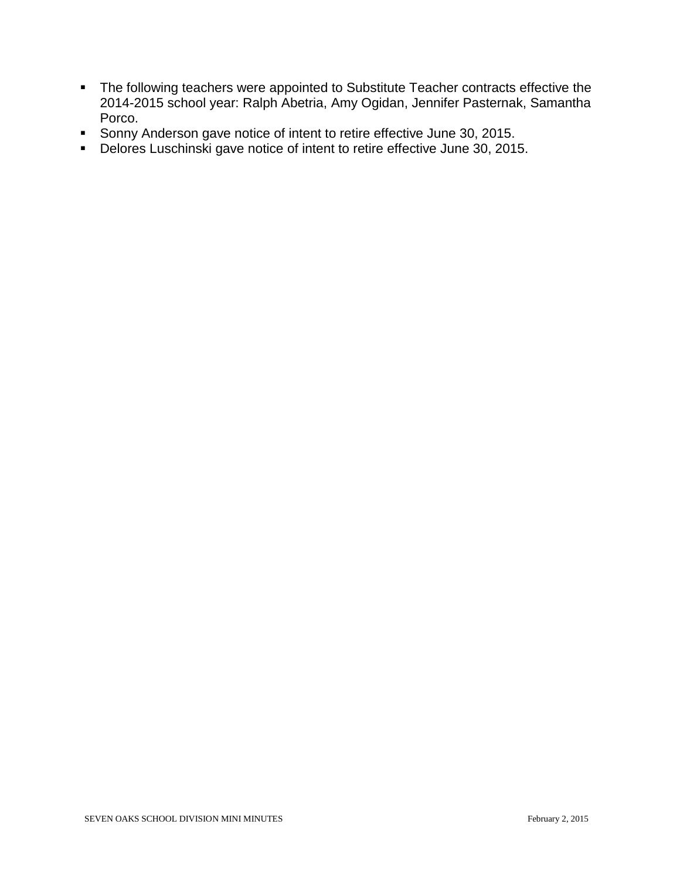- The following teachers were appointed to Substitute Teacher contracts effective the 2014-2015 school year: Ralph Abetria, Amy Ogidan, Jennifer Pasternak, Samantha Porco.
- Sonny Anderson gave notice of intent to retire effective June 30, 2015.
- Delores Luschinski gave notice of intent to retire effective June 30, 2015.